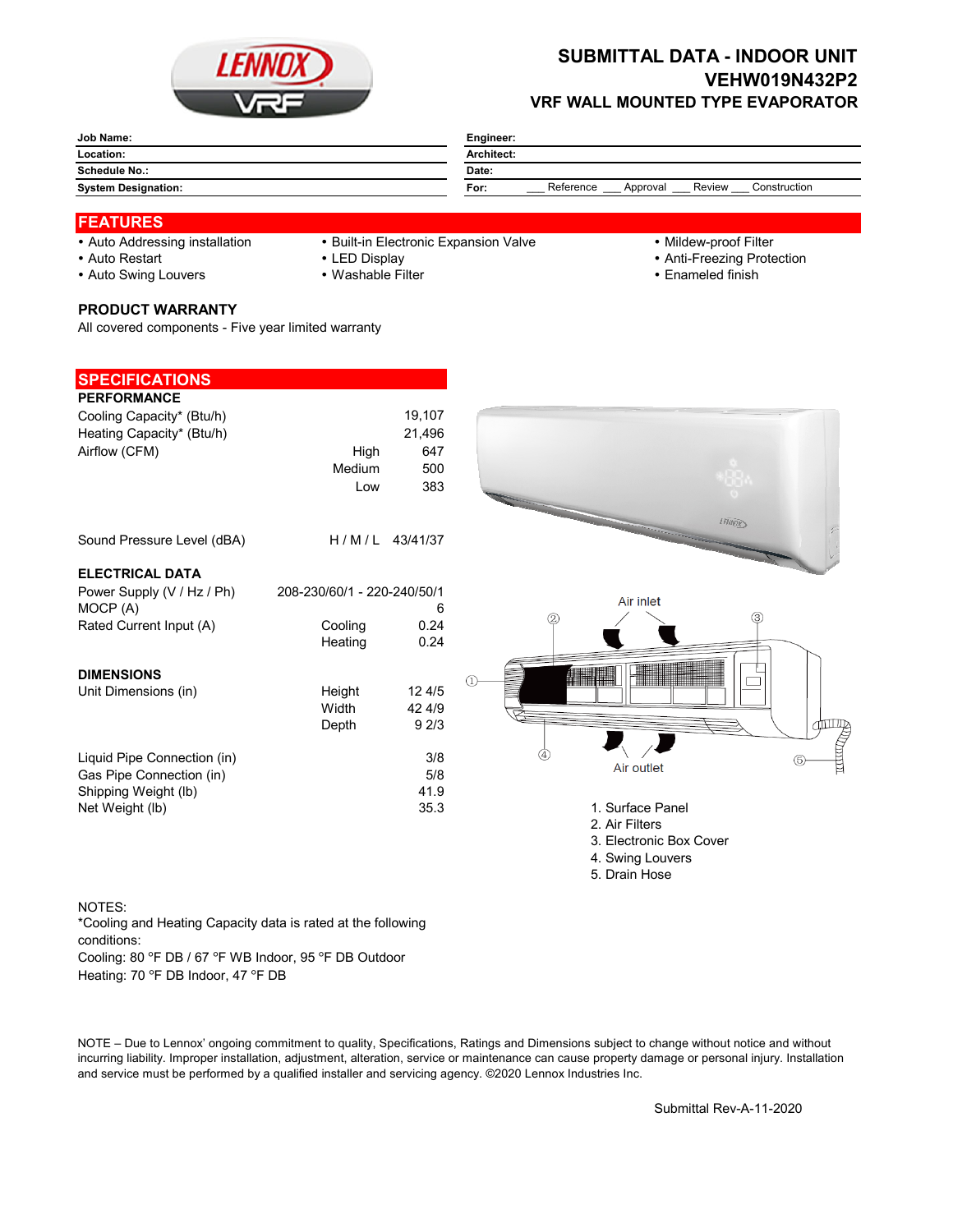# SUBMITTAL DATA - INDOOR UNIT
## VEHW019N432P2
### VRF WALL MOUNTED TYPE EVAPORATOR

| | |
|---|---|
| **Job Name:** | **Engineer:** |
| **Location:** | **Architect:** |
| **Schedule No.:** | **Date:** |
| **System Designation:** | **For:** ___ Reference ___ Approval ___ Review ___ Construction |

## FEATURES

- Auto Addressing installation
- Auto Restart
- Auto Swing Louvers
- Built-in Electronic Expansion Valve
- LED Display
- Washable Filter
- Mildew-proof Filter
- Anti-Freezing Protection
- Enameled finish

### PRODUCT WARRANTY

All covered components - Five year limited warranty

## SPECIFICATIONS

### PERFORMANCE

| | | |
|---|---|---|
| Cooling Capacity* (Btu/h) | | 19,107 |
| Heating Capacity* (Btu/h) | | 21,496 |
| Airflow (CFM) | High | 647 |
| | Medium | 500 |
| | Low | 383 |
| Sound Pressure Level (dBA) | H / M / L | 43/41/37 |

### ELECTRICAL DATA

| | | |
|---|---|---|
| Power Supply (V / Hz / Ph) | 208-230/60/1 - 220-240/50/1 | |
| MOCP (A) | | 6 |
| Rated Current Input (A) | Cooling | 0.24 |
| | Heating | 0.24 |

### DIMENSIONS

| | | |
|---|---|---|
| Unit Dimensions (in) | Height | 12 4/5 |
| | Width | 42 4/9 |
| | Depth | 9 2/3 |
| Liquid Pipe Connection (in) | | 3/8 |
| Gas Pipe Connection (in) | | 5/8 |
| Shipping Weight (lb) | | 41.9 |
| Net Weight (lb) | | 35.3 |

Air inlet

Air outlet

1. Surface Panel
2. Air Filters
3. Electronic Box Cover
4. Swing Louvers
5. Drain Hose

NOTES:
*Cooling and Heating Capacity data is rated at the following conditions:
Cooling: 80 °F DB / 67 °F WB Indoor, 95 °F DB Outdoor
Heating: 70 °F DB Indoor, 47 °F DB

NOTE – Due to Lennox' ongoing commitment to quality, Specifications, Ratings and Dimensions subject to change without notice and without incurring liability. Improper installation, adjustment, alteration, service or maintenance can cause property damage or personal injury. Installation and service must be performed by a qualified installer and servicing agency. ©2020 Lennox Industries Inc.

Submittal Rev-A-11-2020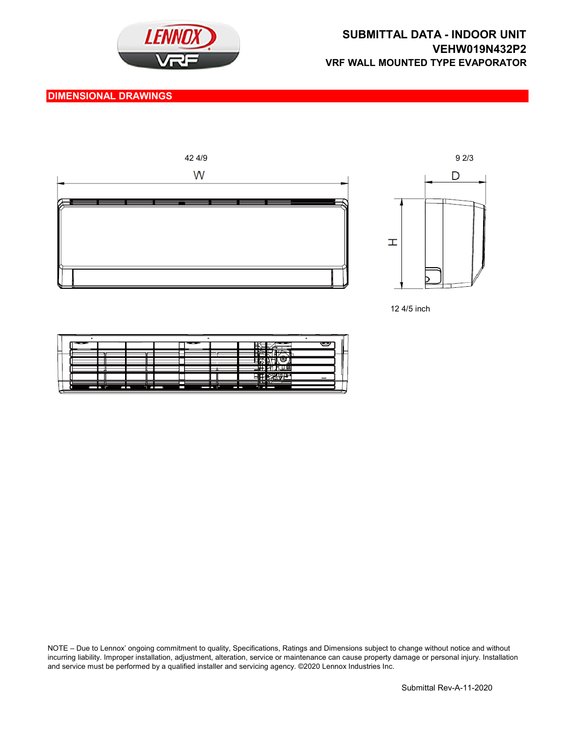**SUBMITTAL DATA - INDOOR UNIT**
**VEHW019N432P2**
**VRF WALL MOUNTED TYPE EVAPORATOR**

## DIMENSIONAL DRAWINGS

42 4/9

W

9 2/3

D

H

12 4/5 inch

NOTE – Due to Lennox' ongoing commitment to quality, Specifications, Ratings and Dimensions subject to change without notice and without incurring liability. Improper installation, adjustment, alteration, service or maintenance can cause property damage or personal injury. Installation and service must be performed by a qualified installer and servicing agency. ©2020 Lennox Industries Inc.

Submittal Rev-A-11-2020